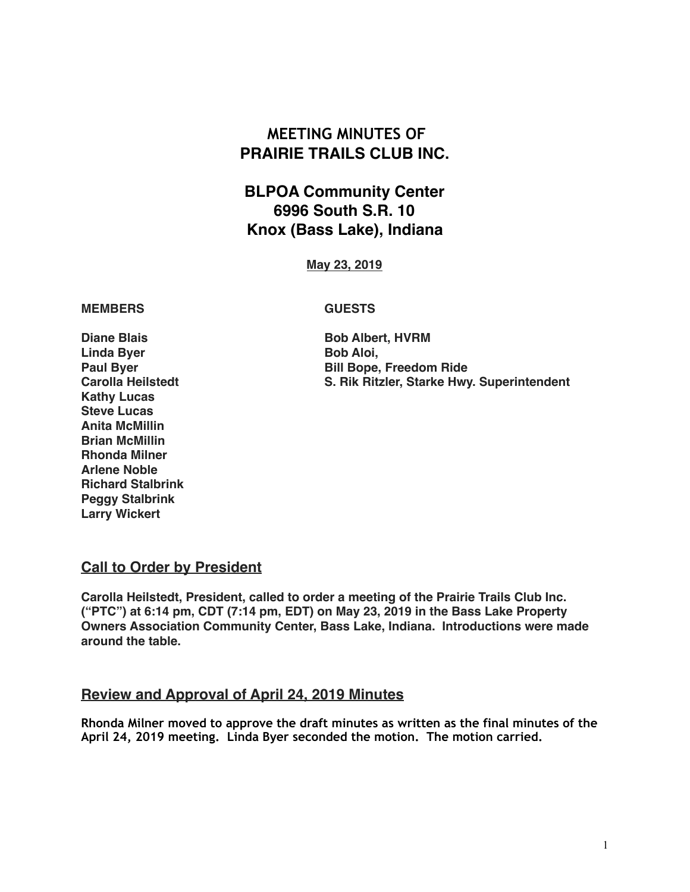# MEETING MINUTES OF
# PRAIRIE TRAILS CLUB INC.

## BLPOA Community Center
## 6996 South S.R. 10
## Knox (Bass Lake), Indiana

**May 23, 2019**

| MEMBERS | GUESTS |
| --- | --- |
| Diane Blais | Bob Albert, HVRM |
| Linda Byer | Bob Aloi, |
| Paul Byer | Bill Bope, Freedom Ride |
| Carolla Heilstedt | S. Rik Ritzler, Starke Hwy. Superintendent |
| Kathy Lucas | |
| Steve Lucas | |
| Anita McMillin | |
| Brian McMillin | |
| Rhonda Milner | |
| Arlene Noble | |
| Richard Stalbrink | |
| Peggy Stalbrink | |
| Larry Wickert | |

## Call to Order by President

**Carolla Heilstedt, President, called to order a meeting of the Prairie Trails Club Inc. ("PTC") at 6:14 pm, CDT (7:14 pm, EDT) on May 23, 2019 in the Bass Lake Property Owners Association Community Center, Bass Lake, Indiana. Introductions were made around the table.**

## Review and Approval of April 24, 2019 Minutes

**Rhonda Milner moved to approve the draft minutes as written as the final minutes of the April 24, 2019 meeting. Linda Byer seconded the motion. The motion carried.**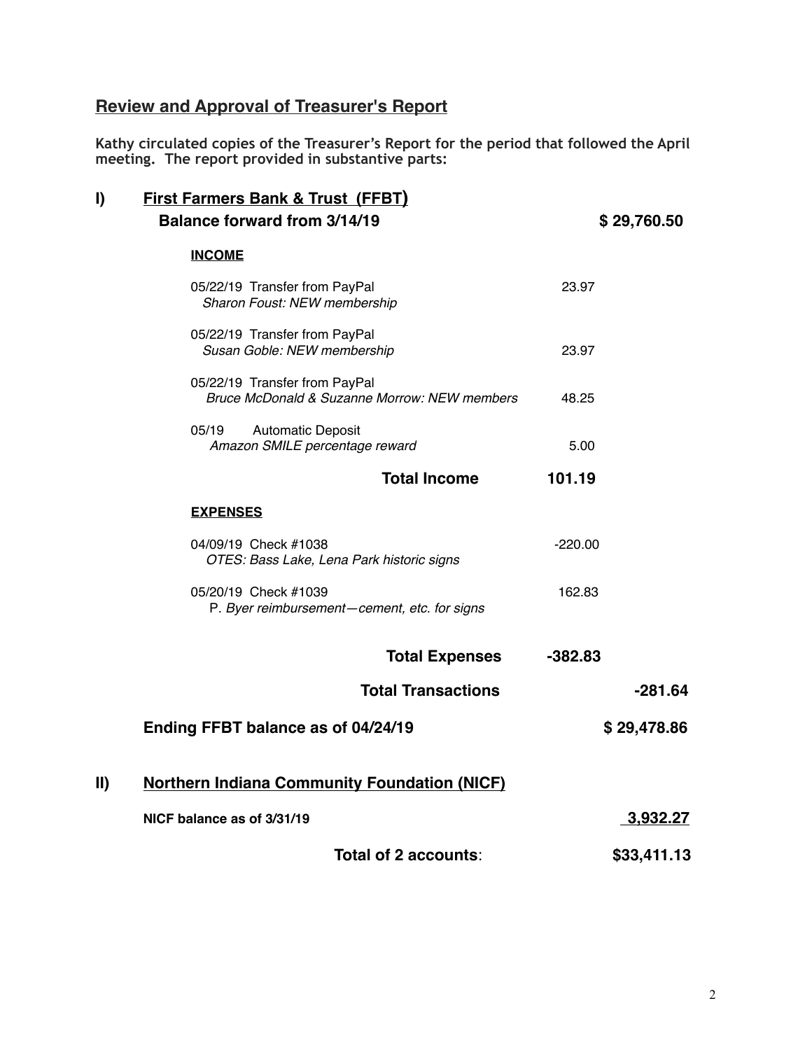## Review and Approval of Treasurer's Report

**Kathy circulated copies of the Treasurer's Report for the period that followed the April meeting. The report provided in substantive parts:**

### I) First Farmers Bank & Trust (FFBT)

**Balance forward from 3/14/19** — **$ 29,760.50**

**INCOME**

| | | |
|---|---|---|
| 05/22/19 Transfer from PayPal<br>*Sharon Foust: NEW membership* | 23.97 | |
| 05/22/19 Transfer from PayPal<br>*Susan Goble: NEW membership* | 23.97 | |
| 05/22/19 Transfer from PayPal<br>*Bruce McDonald & Suzanne Morrow: NEW members* | 48.25 | |
| 05/19 Automatic Deposit<br>*Amazon SMILE percentage reward* | 5.00 | |
| **Total Income** | **101.19** | |

**EXPENSES**

| | | |
|---|---|---|
| 04/09/19 Check #1038<br>*OTES: Bass Lake, Lena Park historic signs* | -220.00 | |
| 05/20/19 Check #1039<br>*P. Byer reimbursement—cement, etc. for signs* | 162.83 | |
| **Total Expenses** | **-382.83** | |
| **Total Transactions** | | **-281.64** |

**Ending FFBT balance as of 04/24/19** — **$ 29,478.86**

### II) Northern Indiana Community Foundation (NICF)

**NICF balance as of 3/31/19** — **3,932.27**

**Total of 2 accounts**: **$33,411.13**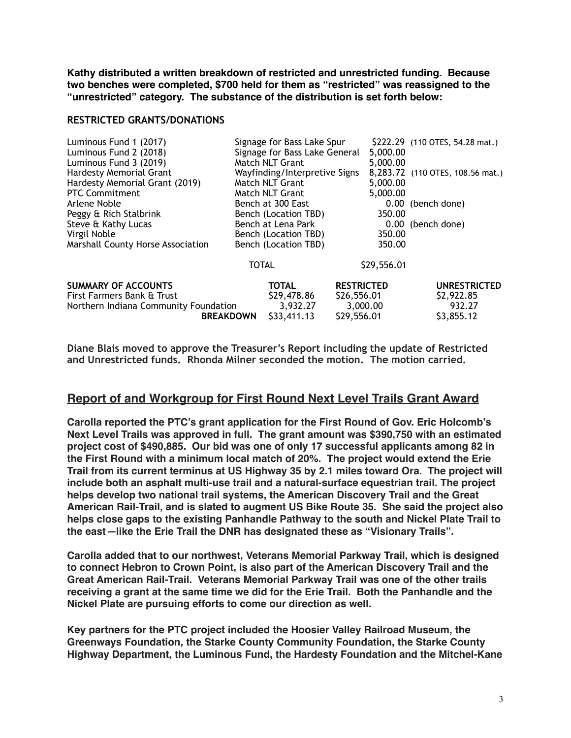**Kathy distributed a written breakdown of restricted and unrestricted funding. Because two benches were completed, $700 held for them as "restricted" was reassigned to the "unrestricted" category. The substance of the distribution is set forth below:**

**RESTRICTED GRANTS/DONATIONS**

| | | | |
|---|---|---|---|
| Luminous Fund 1 (2017) | Signage for Bass Lake Spur | $222.29 | (110 OTES, 54.28 mat.) |
| Luminous Fund 2 (2018) | Signage for Bass Lake General | 5,000.00 | |
| Luminous Fund 3 (2019) | Match NLT Grant | 5,000.00 | |
| Hardesty Memorial Grant | Wayfinding/Interpretive Signs | 8,283.72 | (110 OTES, 108.56 mat.) |
| Hardesty Memorial Grant (2019) | Match NLT Grant | 5,000.00 | |
| PTC Commitment | Match NLT Grant | 5,000.00 | |
| Arlene Noble | Bench at 300 East | 0.00 | (bench done) |
| Peggy & Rich Stalbrink | Bench (Location TBD) | 350.00 | |
| Steve & Kathy Lucas | Bench at Lena Park | 0.00 | (bench done) |
| Virgil Noble | Bench (Location TBD) | 350.00 | |
| Marshall County Horse Association | Bench (Location TBD) | 350.00 | |
| | TOTAL | $29,556.01 | |

| SUMMARY OF ACCOUNTS | TOTAL | RESTRICTED | UNRESTRICTED |
|---|---|---|---|
| First Farmers Bank & Trust | $29,478.86 | $26,556.01 | $2,922.85 |
| Northern Indiana Community Foundation | 3,932.27 | 3,000.00 | 932.27 |
| **BREAKDOWN** | $33,411.13 | $29,556.01 | $3,855.12 |

**Diane Blais moved to approve the Treasurer's Report including the update of Restricted and Unrestricted funds. Rhonda Milner seconded the motion. The motion carried.**

## Report of and Workgroup for First Round Next Level Trails Grant Award

**Carolla reported the PTC's grant application for the First Round of Gov. Eric Holcomb's Next Level Trails was approved in full. The grant amount was $390,750 with an estimated project cost of $490,885. Our bid was one of only 17 successful applicants among 82 in the First Round with a minimum local match of 20%. The project would extend the Erie Trail from its current terminus at US Highway 35 by 2.1 miles toward Ora. The project will include both an asphalt multi-use trail and a natural-surface equestrian trail. The project helps develop two national trail systems, the American Discovery Trail and the Great American Rail-Trail, and is slated to augment US Bike Route 35. She said the project also helps close gaps to the existing Panhandle Pathway to the south and Nickel Plate Trail to the east—like the Erie Trail the DNR has designated these as "Visionary Trails".**

**Carolla added that to our northwest, Veterans Memorial Parkway Trail, which is designed to connect Hebron to Crown Point, is also part of the American Discovery Trail and the Great American Rail-Trail. Veterans Memorial Parkway Trail was one of the other trails receiving a grant at the same time we did for the Erie Trail. Both the Panhandle and the Nickel Plate are pursuing efforts to come our direction as well.**

**Key partners for the PTC project included the Hoosier Valley Railroad Museum, the Greenways Foundation, the Starke County Community Foundation, the Starke County Highway Department, the Luminous Fund, the Hardesty Foundation and the Mitchel-Kane**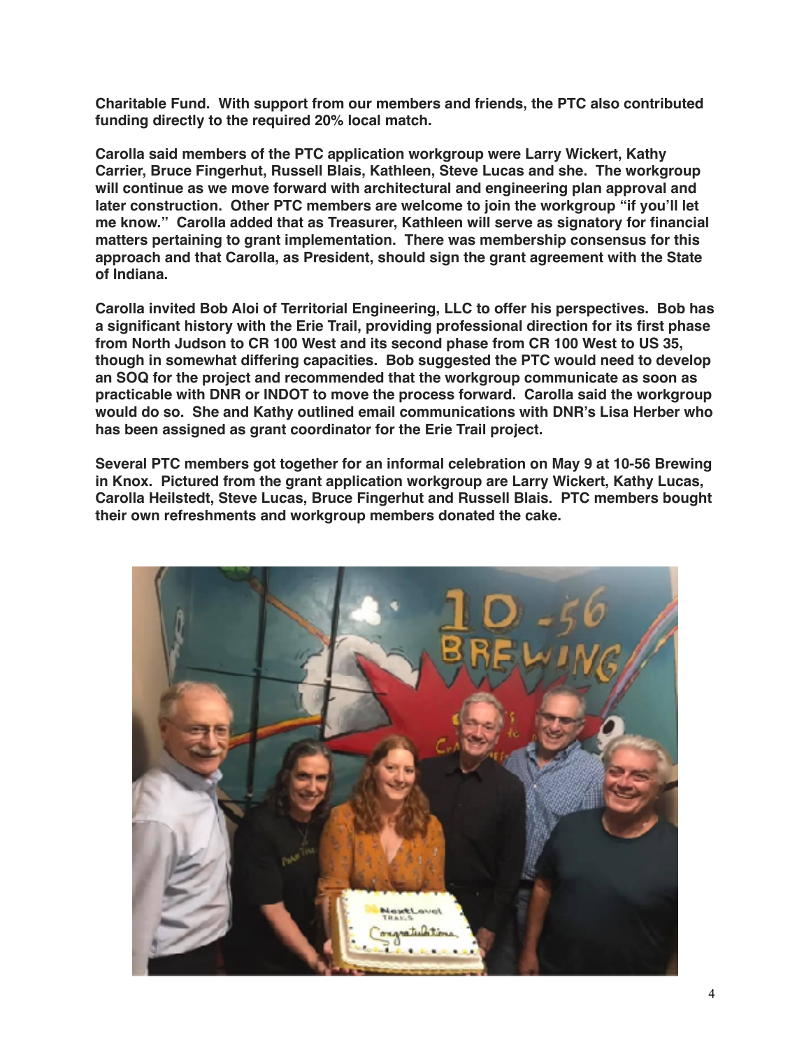**Charitable Fund. With support from our members and friends, the PTC also contributed funding directly to the required 20% local match.**

**Carolla said members of the PTC application workgroup were Larry Wickert, Kathy Carrier, Bruce Fingerhut, Russell Blais, Kathleen, Steve Lucas and she. The workgroup will continue as we move forward with architectural and engineering plan approval and later construction. Other PTC members are welcome to join the workgroup "if you'll let me know." Carolla added that as Treasurer, Kathleen will serve as signatory for financial matters pertaining to grant implementation. There was membership consensus for this approach and that Carolla, as President, should sign the grant agreement with the State of Indiana.**

**Carolla invited Bob Aloi of Territorial Engineering, LLC to offer his perspectives. Bob has a significant history with the Erie Trail, providing professional direction for its first phase from North Judson to CR 100 West and its second phase from CR 100 West to US 35, though in somewhat differing capacities. Bob suggested the PTC would need to develop an SOQ for the project and recommended that the workgroup communicate as soon as practicable with DNR or INDOT to move the process forward. Carolla said the workgroup would do so. She and Kathy outlined email communications with DNR's Lisa Herber who has been assigned as grant coordinator for the Erie Trail project.**

**Several PTC members got together for an informal celebration on May 9 at 10-56 Brewing in Knox. Pictured from the grant application workgroup are Larry Wickert, Kathy Lucas, Carolla Heilstedt, Steve Lucas, Bruce Fingerhut and Russell Blais. PTC members bought their own refreshments and workgroup members donated the cake.**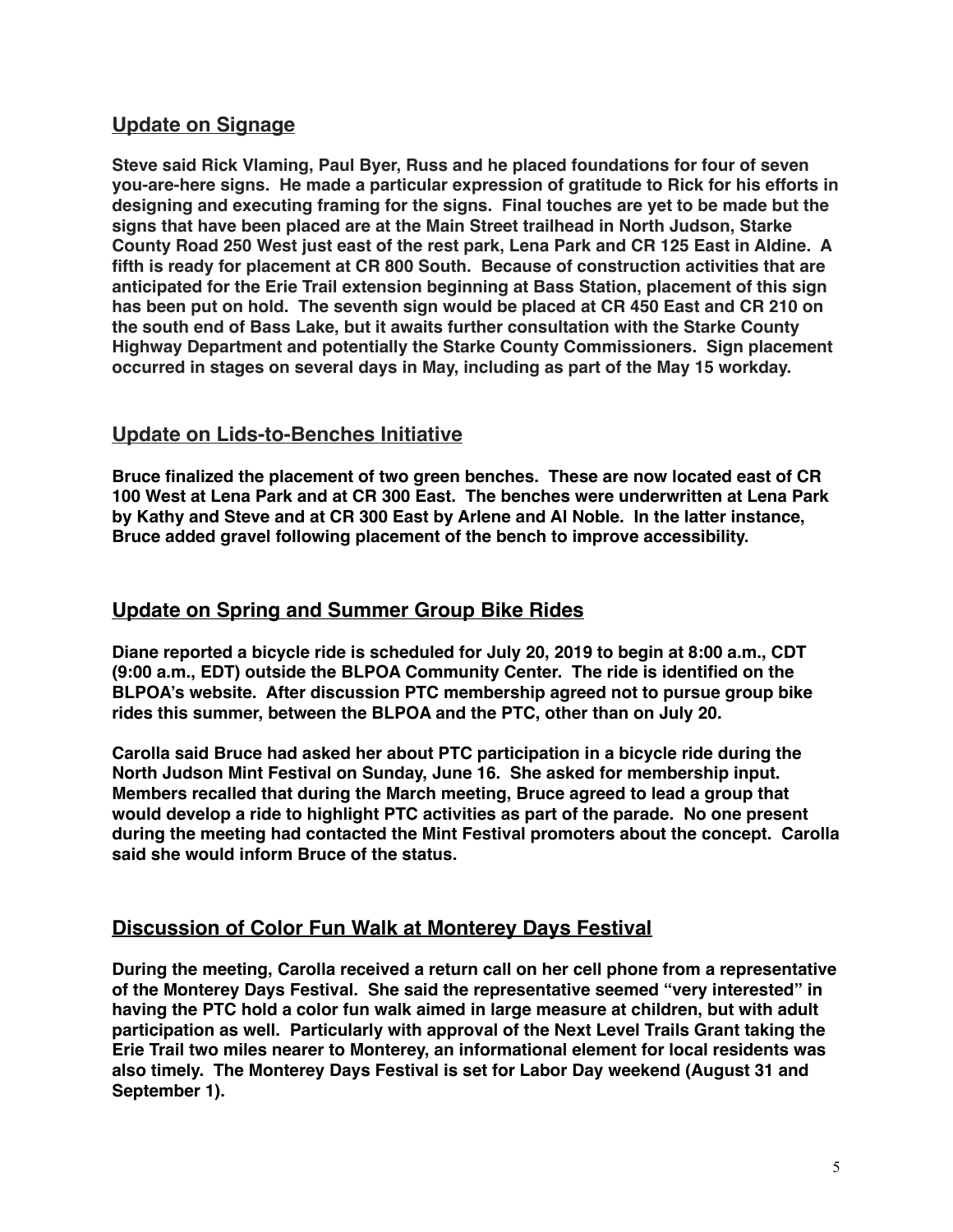## Update on Signage

**Steve said Rick Vlaming, Paul Byer, Russ and he placed foundations for four of seven you-are-here signs. He made a particular expression of gratitude to Rick for his efforts in designing and executing framing for the signs. Final touches are yet to be made but the signs that have been placed are at the Main Street trailhead in North Judson, Starke County Road 250 West just east of the rest park, Lena Park and CR 125 East in Aldine. A fifth is ready for placement at CR 800 South. Because of construction activities that are anticipated for the Erie Trail extension beginning at Bass Station, placement of this sign has been put on hold. The seventh sign would be placed at CR 450 East and CR 210 on the south end of Bass Lake, but it awaits further consultation with the Starke County Highway Department and potentially the Starke County Commissioners. Sign placement occurred in stages on several days in May, including as part of the May 15 workday.**

## Update on Lids-to-Benches Initiative

**Bruce finalized the placement of two green benches. These are now located east of CR 100 West at Lena Park and at CR 300 East. The benches were underwritten at Lena Park by Kathy and Steve and at CR 300 East by Arlene and Al Noble. In the latter instance, Bruce added gravel following placement of the bench to improve accessibility.**

## Update on Spring and Summer Group Bike Rides

**Diane reported a bicycle ride is scheduled for July 20, 2019 to begin at 8:00 a.m., CDT (9:00 a.m., EDT) outside the BLPOA Community Center. The ride is identified on the BLPOA's website. After discussion PTC membership agreed not to pursue group bike rides this summer, between the BLPOA and the PTC, other than on July 20.**

**Carolla said Bruce had asked her about PTC participation in a bicycle ride during the North Judson Mint Festival on Sunday, June 16. She asked for membership input. Members recalled that during the March meeting, Bruce agreed to lead a group that would develop a ride to highlight PTC activities as part of the parade. No one present during the meeting had contacted the Mint Festival promoters about the concept. Carolla said she would inform Bruce of the status.**

## Discussion of Color Fun Walk at Monterey Days Festival

**During the meeting, Carolla received a return call on her cell phone from a representative of the Monterey Days Festival. She said the representative seemed "very interested" in having the PTC hold a color fun walk aimed in large measure at children, but with adult participation as well. Particularly with approval of the Next Level Trails Grant taking the Erie Trail two miles nearer to Monterey, an informational element for local residents was also timely. The Monterey Days Festival is set for Labor Day weekend (August 31 and September 1).**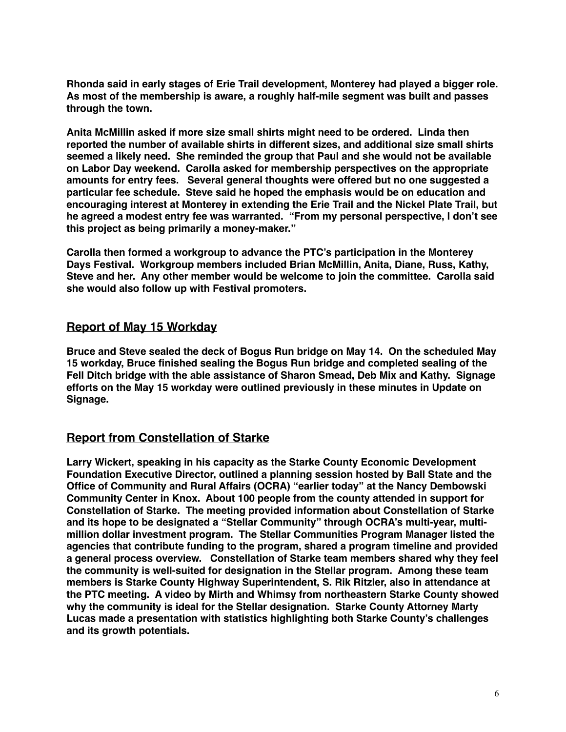**Rhonda said in early stages of Erie Trail development, Monterey had played a bigger role. As most of the membership is aware, a roughly half-mile segment was built and passes through the town.**

**Anita McMillin asked if more size small shirts might need to be ordered. Linda then reported the number of available shirts in different sizes, and additional size small shirts seemed a likely need. She reminded the group that Paul and she would not be available on Labor Day weekend. Carolla asked for membership perspectives on the appropriate amounts for entry fees. Several general thoughts were offered but no one suggested a particular fee schedule. Steve said he hoped the emphasis would be on education and encouraging interest at Monterey in extending the Erie Trail and the Nickel Plate Trail, but he agreed a modest entry fee was warranted. "From my personal perspective, I don't see this project as being primarily a money-maker."**

**Carolla then formed a workgroup to advance the PTC's participation in the Monterey Days Festival. Workgroup members included Brian McMillin, Anita, Diane, Russ, Kathy, Steve and her. Any other member would be welcome to join the committee. Carolla said she would also follow up with Festival promoters.**

## Report of May 15 Workday

**Bruce and Steve sealed the deck of Bogus Run bridge on May 14. On the scheduled May 15 workday, Bruce finished sealing the Bogus Run bridge and completed sealing of the Fell Ditch bridge with the able assistance of Sharon Smead, Deb Mix and Kathy. Signage efforts on the May 15 workday were outlined previously in these minutes in Update on Signage.**

## Report from Constellation of Starke

**Larry Wickert, speaking in his capacity as the Starke County Economic Development Foundation Executive Director, outlined a planning session hosted by Ball State and the Office of Community and Rural Affairs (OCRA) "earlier today" at the Nancy Dembowski Community Center in Knox. About 100 people from the county attended in support for Constellation of Starke. The meeting provided information about Constellation of Starke and its hope to be designated a "Stellar Community" through OCRA's multi-year, multi-million dollar investment program. The Stellar Communities Program Manager listed the agencies that contribute funding to the program, shared a program timeline and provided a general process overview. Constellation of Starke team members shared why they feel the community is well-suited for designation in the Stellar program. Among these team members is Starke County Highway Superintendent, S. Rik Ritzler, also in attendance at the PTC meeting. A video by Mirth and Whimsy from northeastern Starke County showed why the community is ideal for the Stellar designation. Starke County Attorney Marty Lucas made a presentation with statistics highlighting both Starke County's challenges and its growth potentials.**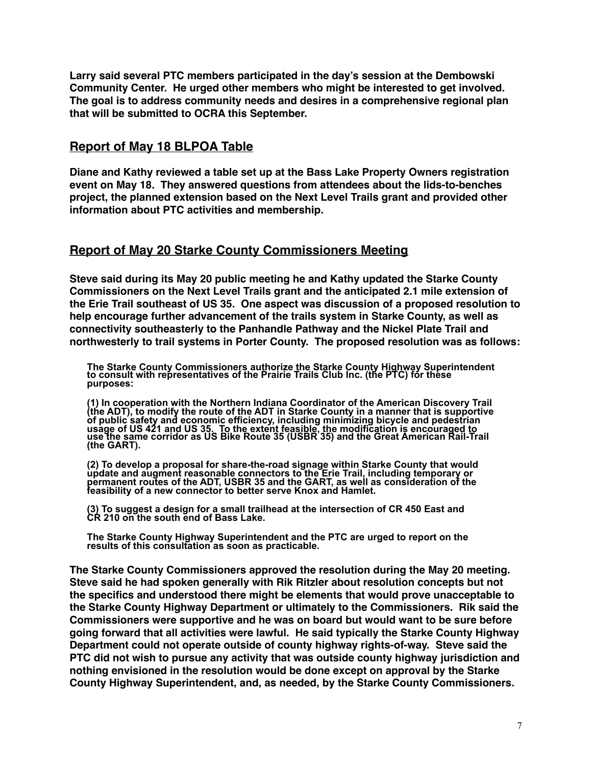**Larry said several PTC members participated in the day's session at the Dembowski Community Center. He urged other members who might be interested to get involved. The goal is to address community needs and desires in a comprehensive regional plan that will be submitted to OCRA this September.**

## Report of May 18 BLPOA Table

**Diane and Kathy reviewed a table set up at the Bass Lake Property Owners registration event on May 18. They answered questions from attendees about the lids-to-benches project, the planned extension based on the Next Level Trails grant and provided other information about PTC activities and membership.**

## Report of May 20 Starke County Commissioners Meeting

**Steve said during its May 20 public meeting he and Kathy updated the Starke County Commissioners on the Next Level Trails grant and the anticipated 2.1 mile extension of the Erie Trail southeast of US 35. One aspect was discussion of a proposed resolution to help encourage further advancement of the trails system in Starke County, as well as connectivity southeasterly to the Panhandle Pathway and the Nickel Plate Trail and northwesterly to trail systems in Porter County. The proposed resolution was as follows:**

> **The Starke County Commissioners authorize the Starke County Highway Superintendent to consult with representatives of the Prairie Trails Club Inc. (the PTC) for these purposes:**
>
> **(1) In cooperation with the Northern Indiana Coordinator of the American Discovery Trail (the ADT), to modify the route of the ADT in Starke County in a manner that is supportive of public safety and economic efficiency, including minimizing bicycle and pedestrian usage of US 421 and US 35. To the extent feasible, the modification is encouraged to use the same corridor as US Bike Route 35 (USBR 35) and the Great American Rail-Trail (the GART).**
>
> **(2) To develop a proposal for share-the-road signage within Starke County that would update and augment reasonable connectors to the Erie Trail, including temporary or permanent routes of the ADT, USBR 35 and the GART, as well as consideration of the feasibility of a new connector to better serve Knox and Hamlet.**
>
> **(3) To suggest a design for a small trailhead at the intersection of CR 450 East and CR 210 on the south end of Bass Lake.**
>
> **The Starke County Highway Superintendent and the PTC are urged to report on the results of this consultation as soon as practicable.**

**The Starke County Commissioners approved the resolution during the May 20 meeting. Steve said he had spoken generally with Rik Ritzler about resolution concepts but not the specifics and understood there might be elements that would prove unacceptable to the Starke County Highway Department or ultimately to the Commissioners. Rik said the Commissioners were supportive and he was on board but would want to be sure before going forward that all activities were lawful. He said typically the Starke County Highway Department could not operate outside of county highway rights-of-way. Steve said the PTC did not wish to pursue any activity that was outside county highway jurisdiction and nothing envisioned in the resolution would be done except on approval by the Starke County Highway Superintendent, and, as needed, by the Starke County Commissioners.**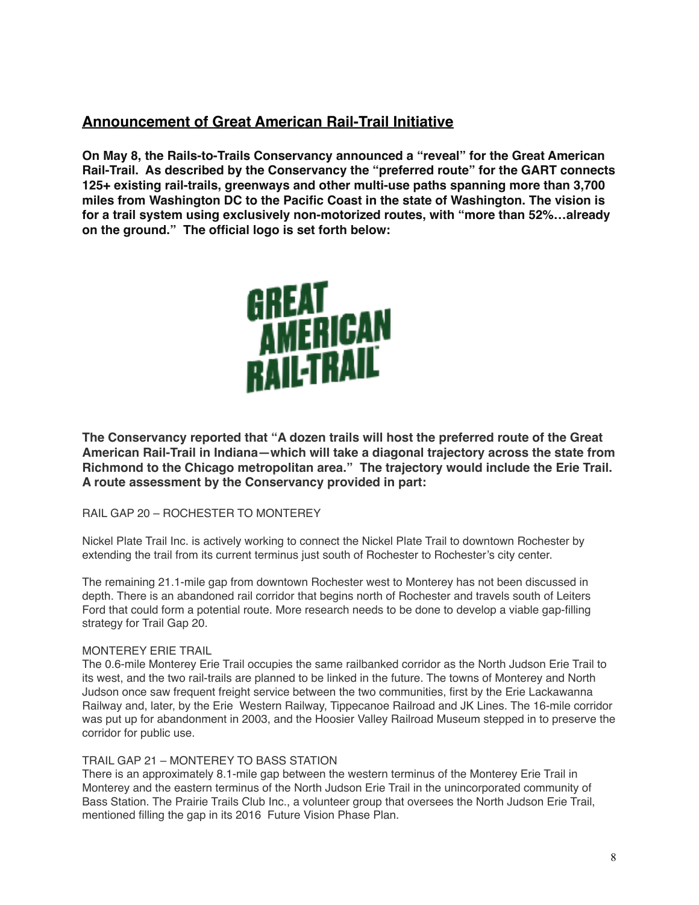## Announcement of Great American Rail-Trail Initiative

**On May 8, the Rails-to-Trails Conservancy announced a "reveal" for the Great American Rail-Trail. As described by the Conservancy the "preferred route" for the GART connects 125+ existing rail-trails, greenways and other multi-use paths spanning more than 3,700 miles from Washington DC to the Pacific Coast in the state of Washington. The vision is for a trail system using exclusively non-motorized routes, with "more than 52%…already on the ground." The official logo is set forth below:**

GREAT AMERICAN RAIL-TRAIL

**The Conservancy reported that "A dozen trails will host the preferred route of the Great American Rail-Trail in Indiana—which will take a diagonal trajectory across the state from Richmond to the Chicago metropolitan area." The trajectory would include the Erie Trail. A route assessment by the Conservancy provided in part:**

RAIL GAP 20 – ROCHESTER TO MONTEREY

Nickel Plate Trail Inc. is actively working to connect the Nickel Plate Trail to downtown Rochester by extending the trail from its current terminus just south of Rochester to Rochester's city center.

The remaining 21.1-mile gap from downtown Rochester west to Monterey has not been discussed in depth. There is an abandoned rail corridor that begins north of Rochester and travels south of Leiters Ford that could form a potential route. More research needs to be done to develop a viable gap-filling strategy for Trail Gap 20.

MONTEREY ERIE TRAIL

The 0.6-mile Monterey Erie Trail occupies the same railbanked corridor as the North Judson Erie Trail to its west, and the two rail-trails are planned to be linked in the future. The towns of Monterey and North Judson once saw frequent freight service between the two communities, first by the Erie Lackawanna Railway and, later, by the Erie Western Railway, Tippecanoe Railroad and JK Lines. The 16-mile corridor was put up for abandonment in 2003, and the Hoosier Valley Railroad Museum stepped in to preserve the corridor for public use.

TRAIL GAP 21 – MONTEREY TO BASS STATION

There is an approximately 8.1-mile gap between the western terminus of the Monterey Erie Trail in Monterey and the eastern terminus of the North Judson Erie Trail in the unincorporated community of Bass Station. The Prairie Trails Club Inc., a volunteer group that oversees the North Judson Erie Trail, mentioned filling the gap in its 2016 Future Vision Phase Plan.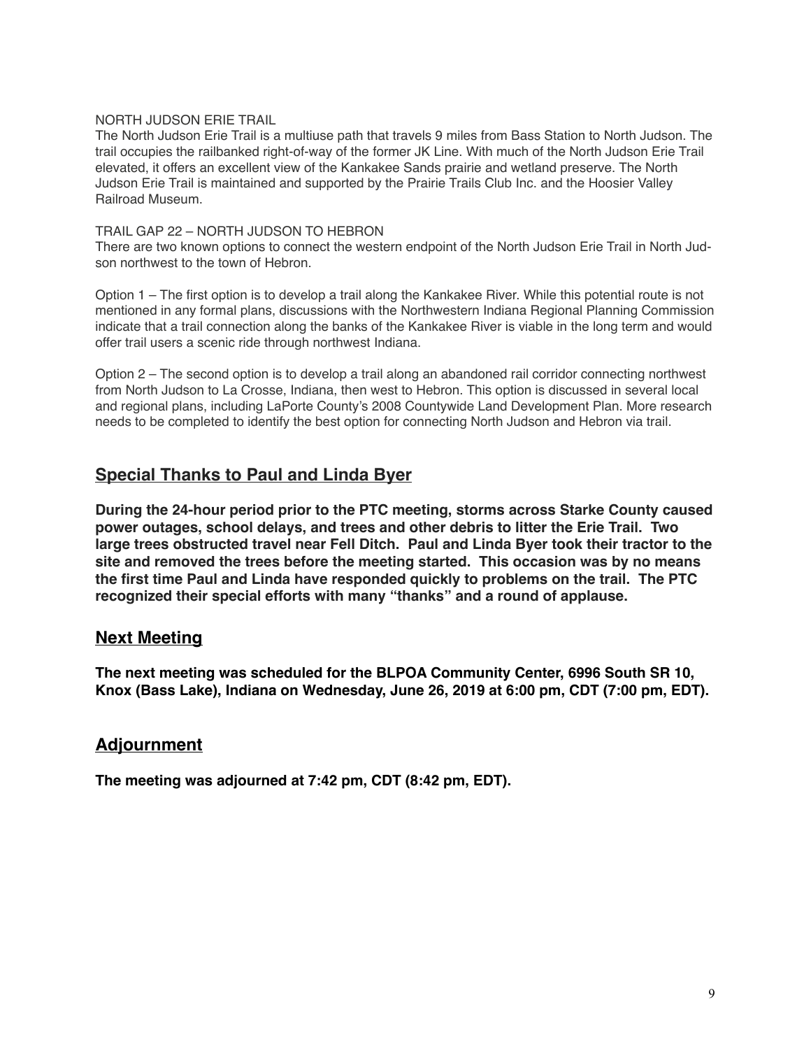NORTH JUDSON ERIE TRAIL

The North Judson Erie Trail is a multiuse path that travels 9 miles from Bass Station to North Judson. The trail occupies the railbanked right-of-way of the former JK Line. With much of the North Judson Erie Trail elevated, it offers an excellent view of the Kankakee Sands prairie and wetland preserve. The North Judson Erie Trail is maintained and supported by the Prairie Trails Club Inc. and the Hoosier Valley Railroad Museum.

TRAIL GAP 22 – NORTH JUDSON TO HEBRON

There are two known options to connect the western endpoint of the North Judson Erie Trail in North Judson northwest to the town of Hebron.

Option 1 – The first option is to develop a trail along the Kankakee River. While this potential route is not mentioned in any formal plans, discussions with the Northwestern Indiana Regional Planning Commission indicate that a trail connection along the banks of the Kankakee River is viable in the long term and would offer trail users a scenic ride through northwest Indiana.

Option 2 – The second option is to develop a trail along an abandoned rail corridor connecting northwest from North Judson to La Crosse, Indiana, then west to Hebron. This option is discussed in several local and regional plans, including LaPorte County's 2008 Countywide Land Development Plan. More research needs to be completed to identify the best option for connecting North Judson and Hebron via trail.

## Special Thanks to Paul and Linda Byer

**During the 24-hour period prior to the PTC meeting, storms across Starke County caused power outages, school delays, and trees and other debris to litter the Erie Trail. Two large trees obstructed travel near Fell Ditch. Paul and Linda Byer took their tractor to the site and removed the trees before the meeting started. This occasion was by no means the first time Paul and Linda have responded quickly to problems on the trail. The PTC recognized their special efforts with many "thanks" and a round of applause.**

## Next Meeting

**The next meeting was scheduled for the BLPOA Community Center, 6996 South SR 10, Knox (Bass Lake), Indiana on Wednesday, June 26, 2019 at 6:00 pm, CDT (7:00 pm, EDT).**

## Adjournment

**The meeting was adjourned at 7:42 pm, CDT (8:42 pm, EDT).**